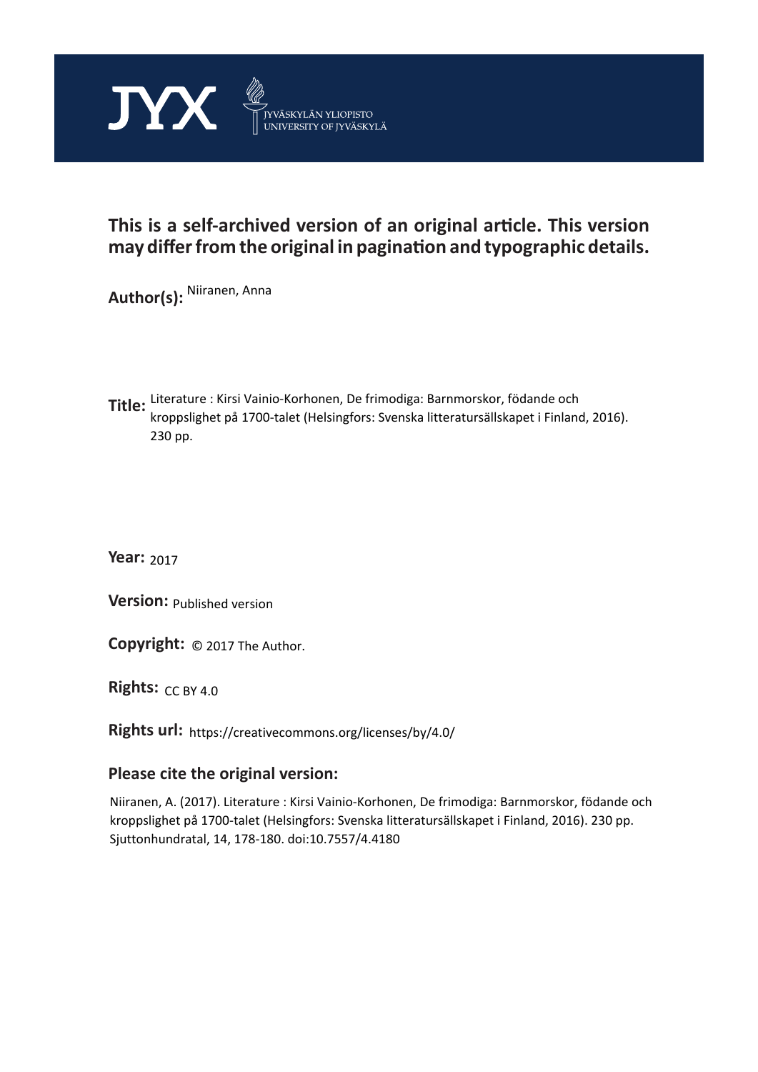JYX JYVÄSKYLÄN YLIOPISTO UNIVERSITY OF JYVÄSKYLÄ

**This is a self-archived version of an original article. This version may differ from the original in pagination and typographic details.**

**Author(s):** Niiranen, Anna

**Title:** Literature : Kirsi Vainio-Korhonen, De frimodiga: Barnmorskor, födande och kroppslighet på 1700-talet (Helsingfors: Svenska litteratursällskapet i Finland, 2016). 230 pp.

**Year:** 2017

**Version:** Published version

**Copyright:** © 2017 The Author.

**Rights:** CC BY 4.0

**Rights url:** https://creativecommons.org/licenses/by/4.0/

**Please cite the original version:**

Niiranen, A. (2017). Literature : Kirsi Vainio-Korhonen, De frimodiga: Barnmorskor, födande och kroppslighet på 1700-talet (Helsingfors: Svenska litteratursällskapet i Finland, 2016). 230 pp. Sjuttonhundratal, 14, 178-180. doi:10.7557/4.4180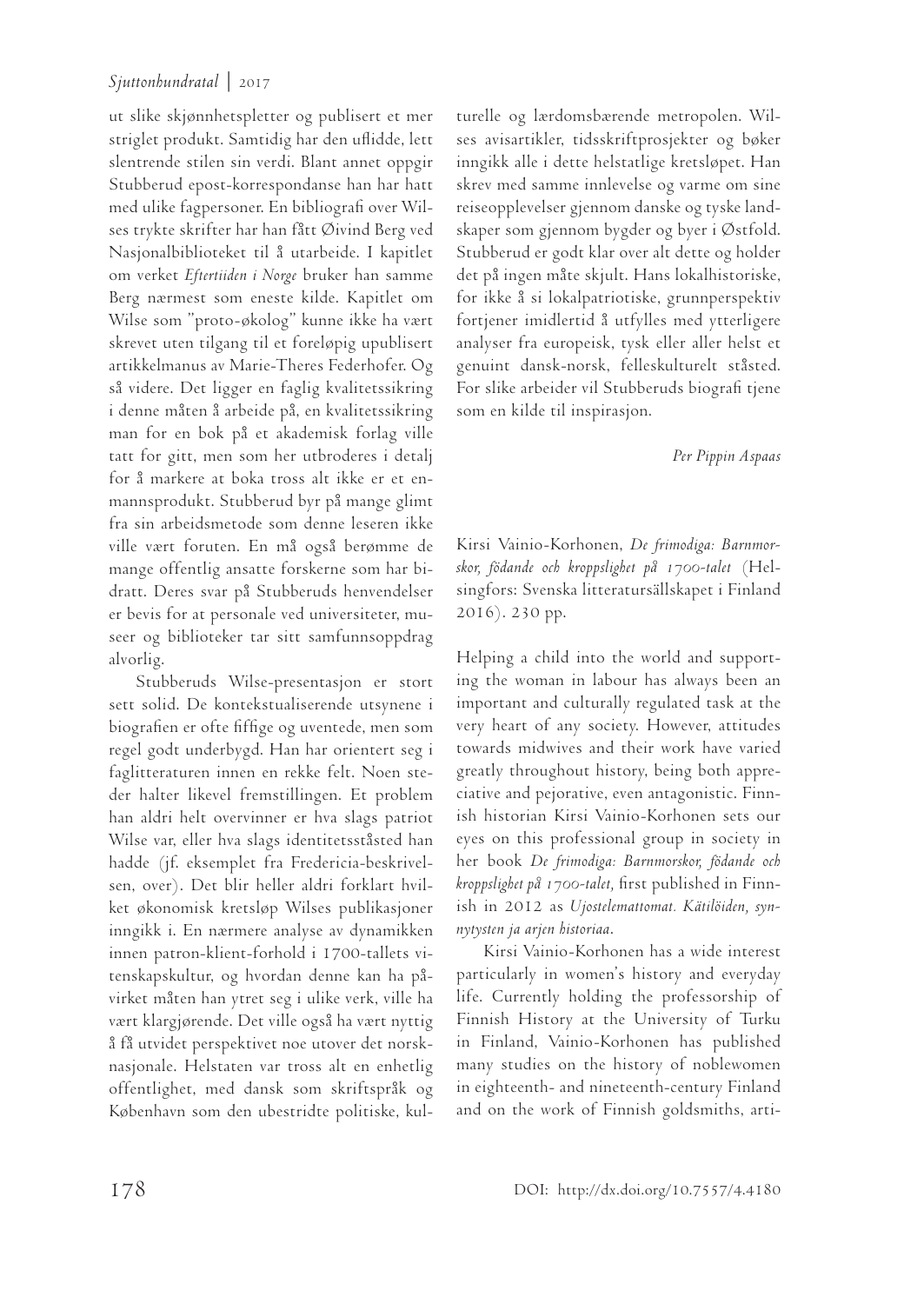ut slike skjønnhetspletter og publisert et mer striglet produkt. Samtidig har den uflidde, lett slentrende stilen sin verdi. Blant annet oppgir Stubberud epost-korrespondanse han har hatt med ulike fagpersoner. En bibliografi over Wilses trykte skrifter har han fått Øivind Berg ved Nasjonalbiblioteket til å utarbeide. I kapitlet om verket *Eftertiiden i Norge* bruker han samme Berg nærmest som eneste kilde. Kapitlet om Wilse som "proto-økolog" kunne ikke ha vært skrevet uten tilgang til et foreløpig upublisert artikkelmanus av Marie-Theres Federhofer. Og så videre. Det ligger en faglig kvalitetssikring i denne måten å arbeide på, en kvalitetssikring man for en bok på et akademisk forlag ville tatt for gitt, men som her utbroderes i detalj for å markere at boka tross alt ikke er et enmannsprodukt. Stubberud byr på mange glimt fra sin arbeidsmetode som denne leseren ikke ville vært foruten. En må også berømme de mange offentlig ansatte forskerne som har bidratt. Deres svar på Stubberuds henvendelser er bevis for at personale ved universiteter, museer og biblioteker tar sitt samfunnsoppdrag alvorlig.

Stubberuds Wilse-presentasjon er stort sett solid. De kontekstualiserende utsynene i biografien er ofte fiffige og uventede, men som regel godt underbygd. Han har orientert seg i faglitteraturen innen en rekke felt. Noen steder halter likevel fremstillingen. Et problem han aldri helt overvinner er hva slags patriot Wilse var, eller hva slags identitetsståsted han hadde (jf. eksemplet fra Fredericia-beskrivelsen, over). Det blir heller aldri forklart hvilket økonomisk kretsløp Wilses publikasjoner inngikk i. En nærmere analyse av dynamikken innen patron-klient-forhold i 1700-tallets vitenskapskultur, og hvordan denne kan ha påvirket måten han ytret seg i ulike verk, ville ha vært klargjørende. Det ville også ha vært nyttig å få utvidet perspektivet noe utover det norsknasjonale. Helstaten var tross alt en enhetlig offentlighet, med dansk som skriftspråk og København som den ubestridte politiske, kulturelle og lærdomsbærende metropolen. Wilses avisartikler, tidsskriftprosjekter og bøker inngikk alle i dette helstatlige kretsløpet. Han skrev med samme innlevelse og varme om sine reiseopplevelser gjennom danske og tyske landskaper som gjennom bygder og byer i Østfold. Stubberud er godt klar over alt dette og holder det på ingen måte skjult. Hans lokalhistoriske, for ikke å si lokalpatriotiske, grunnperspektiv fortjener imidlertid å utfylles med ytterligere analyser fra europeisk, tysk eller aller helst et genuint dansk-norsk, felleskulturelt ståsted. For slike arbeider vil Stubberuds biografi tjene som en kilde til inspirasjon.

*Per Pippin Aspaas*

Kirsi Vainio-Korhonen, *De frimodiga: Barnmorskor, födande och kroppslighet på 1700-talet* (Helsingfors: Svenska litteratursällskapet i Finland 2016). 230 pp.

Helping a child into the world and supporting the woman in labour has always been an important and culturally regulated task at the very heart of any society. However, attitudes towards midwives and their work have varied greatly throughout history, being both appreciative and pejorative, even antagonistic. Finnish historian Kirsi Vainio-Korhonen sets our eyes on this professional group in society in her book *De frimodiga: Barnmorskor, födande och kroppslighet på 1700-talet*, first published in Finnish in 2012 as *Ujostelemattomat. Kätilöiden, synnytysten ja arjen historiaa*.

Kirsi Vainio-Korhonen has a wide interest particularly in women's history and everyday life. Currently holding the professorship of Finnish History at the University of Turku in Finland, Vainio-Korhonen has published many studies on the history of noblewomen in eighteenth- and nineteenth-century Finland and on the work of Finnish goldsmiths, arti-

DOI: http://dx.doi.org/10.7557/4.4180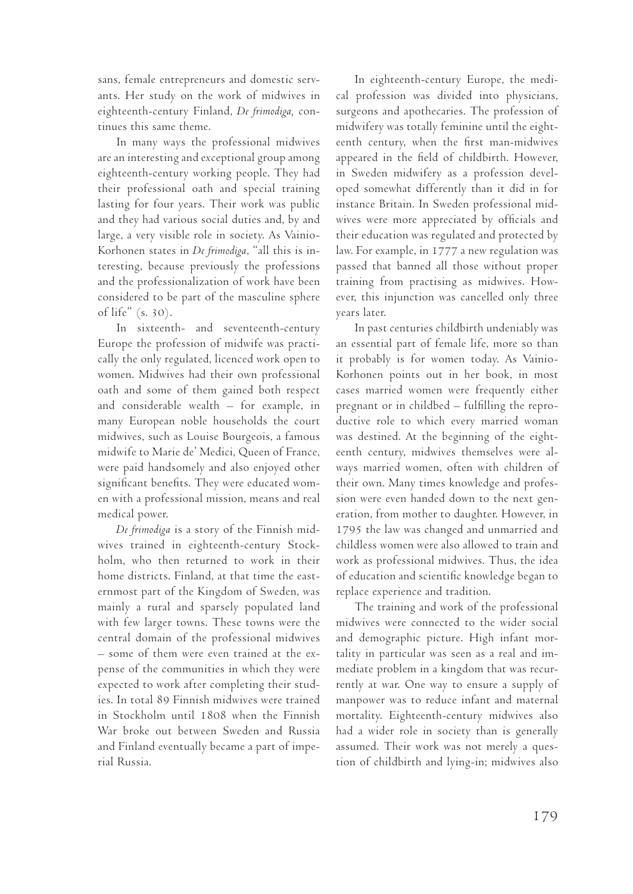sans, female entrepreneurs and domestic servants. Her study on the work of midwives in eighteenth-century Finland, *De frimodiga,* continues this same theme.

In many ways the professional midwives are an interesting and exceptional group among eighteenth-century working people. They had their professional oath and special training lasting for four years. Their work was public and they had various social duties and, by and large, a very visible role in society. As Vainio-Korhonen states in *De frimodiga*, "all this is interesting, because previously the professions and the professionalization of work have been considered to be part of the masculine sphere of life" (s. 30).

In sixteenth- and seventeenth-century Europe the profession of midwife was practically the only regulated, licenced work open to women. Midwives had their own professional oath and some of them gained both respect and considerable wealth – for example, in many European noble households the court midwives, such as Louise Bourgeois, a famous midwife to Marie de' Medici, Queen of France, were paid handsomely and also enjoyed other significant benefits. They were educated women with a professional mission, means and real medical power.

*De frimodiga* is a story of the Finnish midwives trained in eighteenth-century Stockholm, who then returned to work in their home districts. Finland, at that time the easternmost part of the Kingdom of Sweden, was mainly a rural and sparsely populated land with few larger towns. These towns were the central domain of the professional midwives – some of them were even trained at the expense of the communities in which they were expected to work after completing their studies. In total 89 Finnish midwives were trained in Stockholm until 1808 when the Finnish War broke out between Sweden and Russia and Finland eventually became a part of imperial Russia.

In eighteenth-century Europe, the medical profession was divided into physicians, surgeons and apothecaries. The profession of midwifery was totally feminine until the eighteenth century, when the first man-midwives appeared in the field of childbirth. However, in Sweden midwifery as a profession developed somewhat differently than it did in for instance Britain. In Sweden professional midwives were more appreciated by officials and their education was regulated and protected by law. For example, in 1777 a new regulation was passed that banned all those without proper training from practising as midwives. However, this injunction was cancelled only three years later.

In past centuries childbirth undeniably was an essential part of female life, more so than it probably is for women today. As Vainio-Korhonen points out in her book, in most cases married women were frequently either pregnant or in childbed – fulfilling the reproductive role to which every married woman was destined. At the beginning of the eighteenth century, midwives themselves were always married women, often with children of their own. Many times knowledge and profession were even handed down to the next generation, from mother to daughter. However, in 1795 the law was changed and unmarried and childless women were also allowed to train and work as professional midwives. Thus, the idea of education and scientific knowledge began to replace experience and tradition.

The training and work of the professional midwives were connected to the wider social and demographic picture. High infant mortality in particular was seen as a real and immediate problem in a kingdom that was recurrently at war. One way to ensure a supply of manpower was to reduce infant and maternal mortality. Eighteenth-century midwives also had a wider role in society than is generally assumed. Their work was not merely a question of childbirth and lying-in; midwives also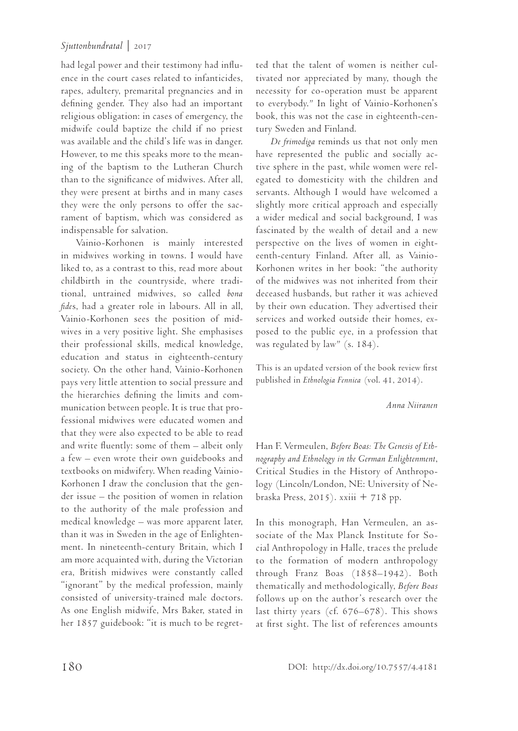had legal power and their testimony had influence in the court cases related to infanticides, rapes, adultery, premarital pregnancies and in defining gender. They also had an important religious obligation: in cases of emergency, the midwife could baptize the child if no priest was available and the child's life was in danger. However, to me this speaks more to the meaning of the baptism to the Lutheran Church than to the significance of midwives. After all, they were present at births and in many cases they were the only persons to offer the sacrament of baptism, which was considered as indispensable for salvation.

Vainio-Korhonen is mainly interested in midwives working in towns. I would have liked to, as a contrast to this, read more about childbirth in the countryside, where traditional, untrained midwives, so called *bona fide*s, had a greater role in labours. All in all, Vainio-Korhonen sees the position of midwives in a very positive light. She emphasises their professional skills, medical knowledge, education and status in eighteenth-century society. On the other hand, Vainio-Korhonen pays very little attention to social pressure and the hierarchies defining the limits and communication between people. It is true that professional midwives were educated women and that they were also expected to be able to read and write fluently: some of them – albeit only a few – even wrote their own guidebooks and textbooks on midwifery. When reading Vainio-Korhonen I draw the conclusion that the gender issue – the position of women in relation to the authority of the male profession and medical knowledge – was more apparent later, than it was in Sweden in the age of Enlightenment. In nineteenth-century Britain, which I am more acquainted with, during the Victorian era, British midwives were constantly called "ignorant" by the medical profession, mainly consisted of university-trained male doctors. As one English midwife, Mrs Baker, stated in her 1857 guidebook: "it is much to be regretted that the talent of women is neither cultivated nor appreciated by many, though the necessity for co-operation must be apparent to everybody." In light of Vainio-Korhonen's book, this was not the case in eighteenth-century Sweden and Finland.

*De frimodiga* reminds us that not only men have represented the public and socially active sphere in the past, while women were relegated to domesticity with the children and servants. Although I would have welcomed a slightly more critical approach and especially a wider medical and social background, I was fascinated by the wealth of detail and a new perspective on the lives of women in eighteenth-century Finland. After all, as Vainio-Korhonen writes in her book: "the authority of the midwives was not inherited from their deceased husbands, but rather it was achieved by their own education. They advertised their services and worked outside their homes, exposed to the public eye, in a profession that was regulated by law" (s. 184).

This is an updated version of the book review first published in *Ethnologia Fennica* (vol. 41, 2014).

*Anna Niiranen*

Han F. Vermeulen, *Before Boas: The Genesis of Ethnography and Ethnology in the German Enlightenment*, Critical Studies in the History of Anthropology (Lincoln/London, NE: University of Nebraska Press, 2015). xxiii + 718 pp.

In this monograph, Han Vermeulen, an associate of the Max Planck Institute for Social Anthropology in Halle, traces the prelude to the formation of modern anthropology through Franz Boas (1858–1942). Both thematically and methodologically, *Before Boas* follows up on the author's research over the last thirty years (cf. 676–678). This shows at first sight. The list of references amounts

DOI: http://dx.doi.org/10.7557/4.4181